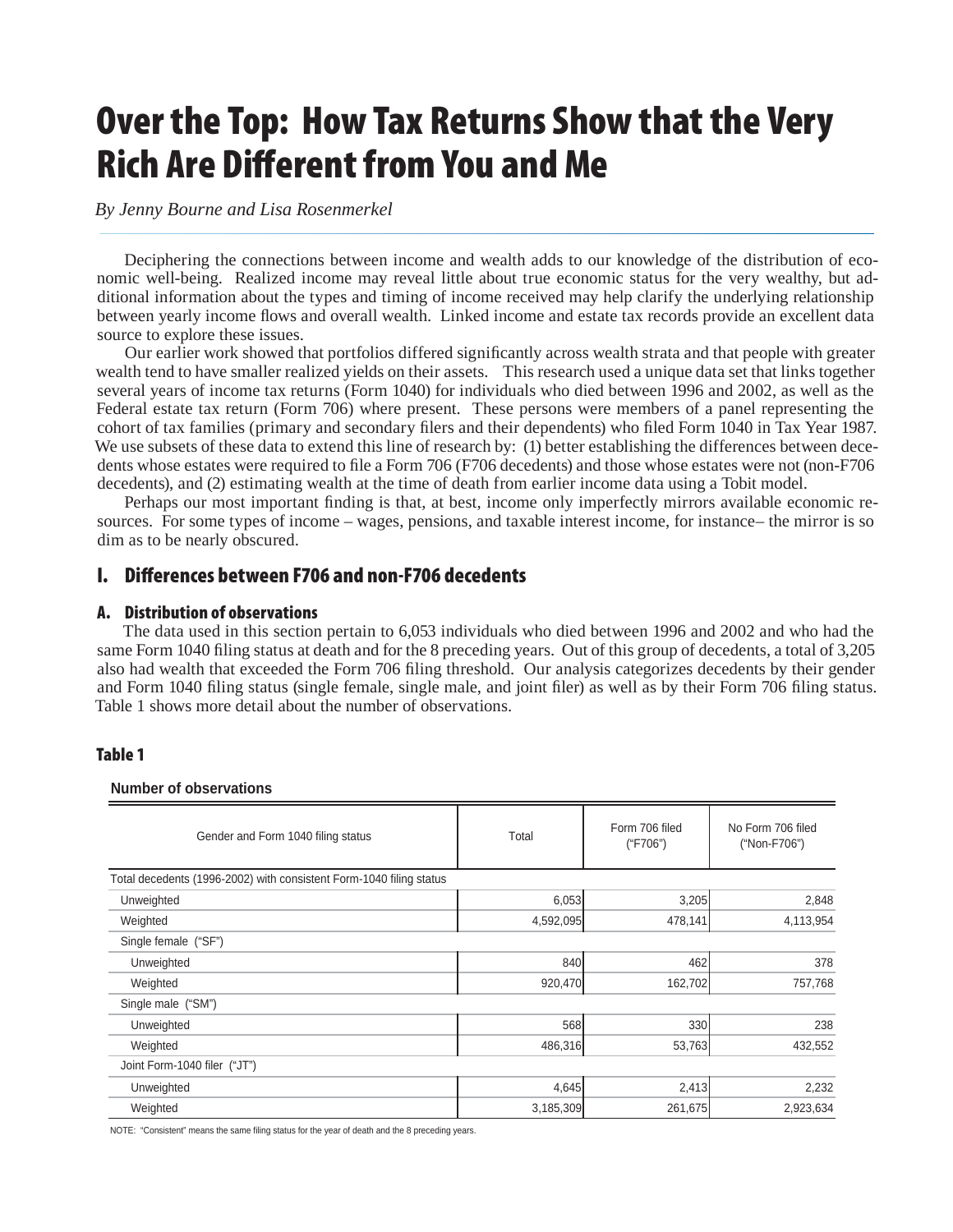# Over the Top: How Tax Returns Show that the Very Rich Are Different from You and Me

*By Jenny Bourne and Lisa Rosenmerkel*

Deciphering the connections between income and wealth adds to our knowledge of the distribution of economic well-being. Realized income may reveal little about true economic status for the very wealthy, but additional information about the types and timing of income received may help clarify the underlying relationship between yearly income flows and overall wealth. Linked income and estate tax records provide an excellent data source to explore these issues.

Our earlier work showed that portfolios differed significantly across wealth strata and that people with greater wealth tend to have smaller realized yields on their assets. This research used a unique data set that links together several years of income tax returns (Form 1040) for individuals who died between 1996 and 2002, as well as the Federal estate tax return (Form 706) where present. These persons were members of a panel representing the cohort of tax families (primary and secondary filers and their dependents) who filed Form 1040 in Tax Year 1987. We use subsets of these data to extend this line of research by: (1) better establishing the differences between decedents whose estates were required to file a Form 706 (F706 decedents) and those whose estates were not (non-F706 decedents), and (2) estimating wealth at the time of death from earlier income data using a Tobit model.

Perhaps our most important finding is that, at best, income only imperfectly mirrors available economic resources. For some types of income – wages, pensions, and taxable interest income, for instance– the mirror is so dim as to be nearly obscured.

## I. Differences between F706 and non-F706 decedents

### A. Distribution of observations

The data used in this section pertain to 6,053 individuals who died between 1996 and 2002 and who had the same Form 1040 filing status at death and for the 8 preceding years. Out of this group of decedents, a total of 3,205 also had wealth that exceeded the Form 706 filing threshold. Our analysis categorizes decedents by their gender and Form 1040 filing status (single female, single male, and joint filer) as well as by their Form 706 filing status. Table 1 shows more detail about the number of observations.

#### Table 1

**Number of observations**

| Gender and Form 1040 filing status | Total | Form 706 filed ("F706") | No Form 706 filed ("Non-F706") |
|---|---|---|---|
| Total decedents (1996-2002) with consistent Form-1040 filing status | | | |
| Unweighted | 6,053 | 3,205 | 2,848 |
| Weighted | 4,592,095 | 478,141 | 4,113,954 |
| Single female ("SF") | | | |
| Unweighted | 840 | 462 | 378 |
| Weighted | 920,470 | 162,702 | 757,768 |
| Single male ("SM") | | | |
| Unweighted | 568 | 330 | 238 |
| Weighted | 486,316 | 53,763 | 432,552 |
| Joint Form-1040 filer ("JT") | | | |
| Unweighted | 4,645 | 2,413 | 2,232 |
| Weighted | 3,185,309 | 261,675 | 2,923,634 |

NOTE: "Consistent" means the same filing status for the year of death and the 8 preceding years.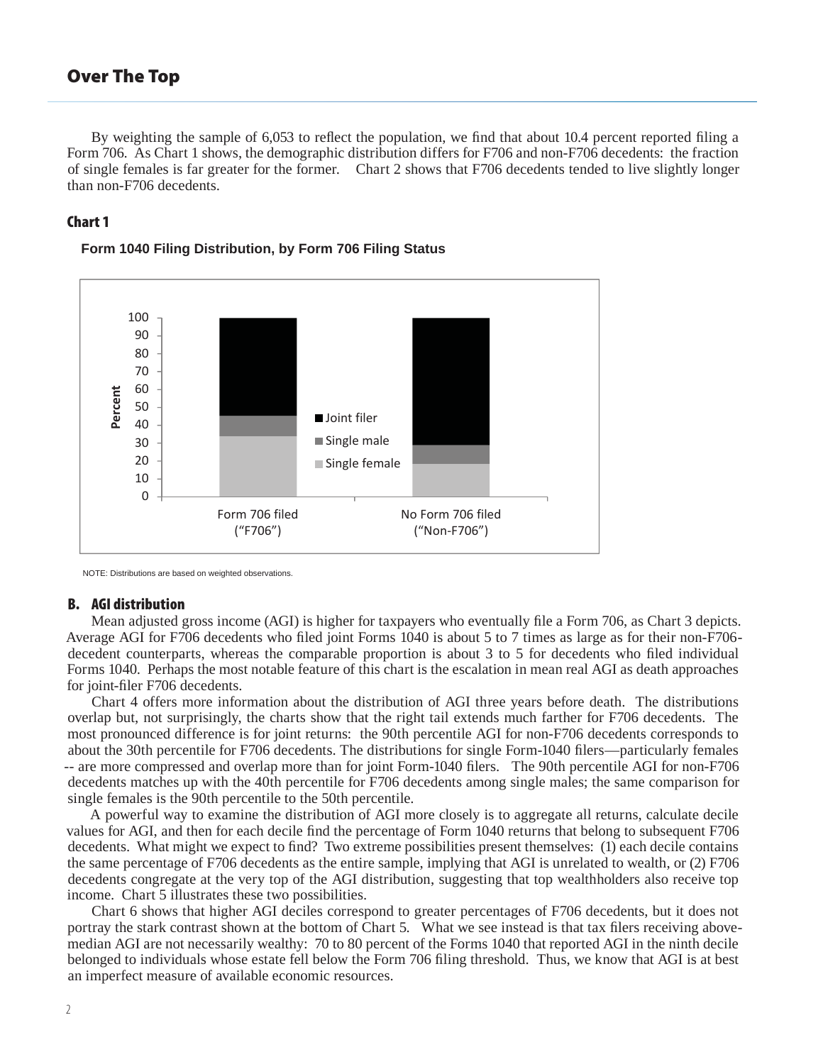By weighting the sample of 6,053 to reflect the population, we find that about 10.4 percent reported filing a Form 706. As Chart 1 shows, the demographic distribution differs for F706 and non-F706 decedents: the fraction of single females is far greater for the former. Chart 2 shows that F706 decedents tended to live slightly longer than non-F706 decedents.

### Chart 1

**Form 1040 Filing Distribution, by Form 706 Filing Status**

NOTE: Distributions are based on weighted observations.

### B. AGI distribution

Mean adjusted gross income (AGI) is higher for taxpayers who eventually file a Form 706, as Chart 3 depicts. Average AGI for F706 decedents who filed joint Forms 1040 is about 5 to 7 times as large as for their non-F706-decedent counterparts, whereas the comparable proportion is about 3 to 5 for decedents who filed individual Forms 1040. Perhaps the most notable feature of this chart is the escalation in mean real AGI as death approaches for joint-filer F706 decedents.

Chart 4 offers more information about the distribution of AGI three years before death. The distributions overlap but, not surprisingly, the charts show that the right tail extends much farther for F706 decedents. The most pronounced difference is for joint returns: the 90th percentile AGI for non-F706 decedents corresponds to about the 30th percentile for F706 decedents. The distributions for single Form-1040 filers—particularly females -- are more compressed and overlap more than for joint Form-1040 filers. The 90th percentile AGI for non-F706 decedents matches up with the 40th percentile for F706 decedents among single males; the same comparison for single females is the 90th percentile to the 50th percentile.

A powerful way to examine the distribution of AGI more closely is to aggregate all returns, calculate decile values for AGI, and then for each decile find the percentage of Form 1040 returns that belong to subsequent F706 decedents. What might we expect to find? Two extreme possibilities present themselves: (1) each decile contains the same percentage of F706 decedents as the entire sample, implying that AGI is unrelated to wealth, or (2) F706 decedents congregate at the very top of the AGI distribution, suggesting that top wealthholders also receive top income. Chart 5 illustrates these two possibilities.

Chart 6 shows that higher AGI deciles correspond to greater percentages of F706 decedents, but it does not portray the stark contrast shown at the bottom of Chart 5. What we see instead is that tax filers receiving above-median AGI are not necessarily wealthy: 70 to 80 percent of the Forms 1040 that reported AGI in the ninth decile belonged to individuals whose estate fell below the Form 706 filing threshold. Thus, we know that AGI is at best an imperfect measure of available economic resources.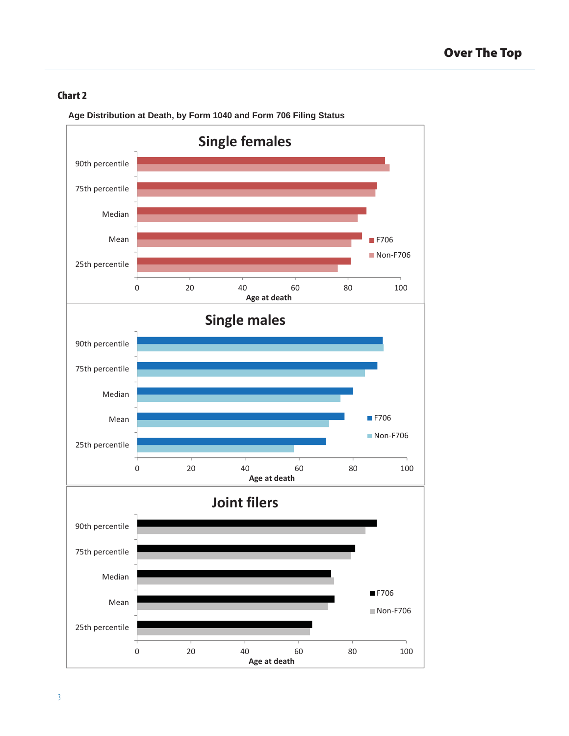## Chart 2

**Age Distribution at Death, by Form 1040 and Form 706 Filing Status**

### Single females

| | F706 | Non-F706 |
|---|---|---|
| 90th percentile | | |
| 75th percentile | | |
| Median | | |
| Mean | | |
| 25th percentile | | |

Age at death (0–100)

### Single males

| | F706 | Non-F706 |
|---|---|---|
| 90th percentile | | |
| 75th percentile | | |
| Median | | |
| Mean | | |
| 25th percentile | | |

Age at death (0–100)

### Joint filers

| | F706 | Non-F706 |
|---|---|---|
| 90th percentile | | |
| 75th percentile | | |
| Median | | |
| Mean | | |
| 25th percentile | | |

Age at death (0–100)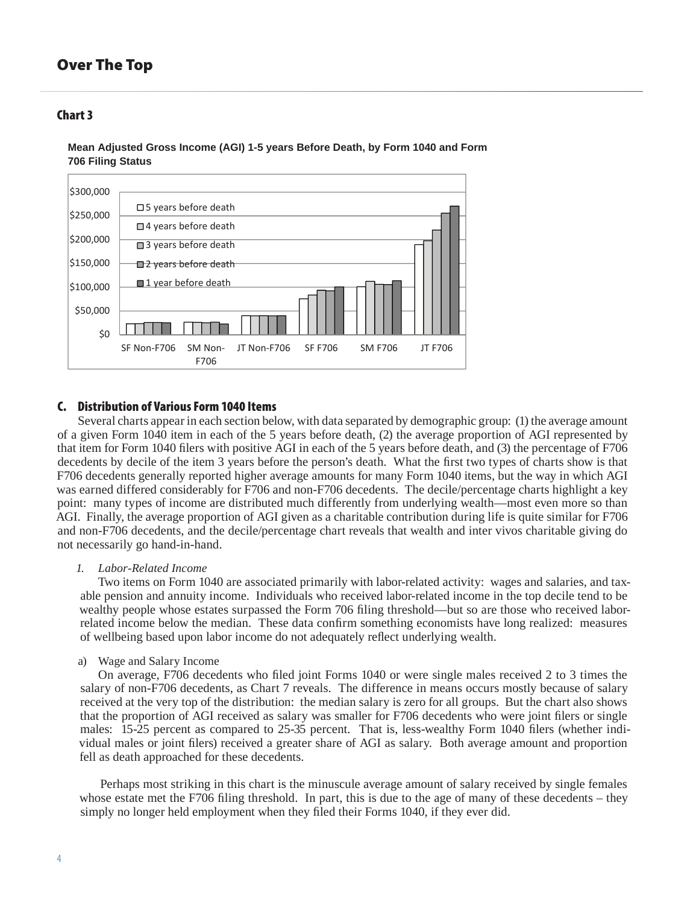## Chart 3

**Mean Adjusted Gross Income (AGI) 1-5 years Before Death, by Form 1040 and Form 706 Filing Status**

## C. Distribution of Various Form 1040 Items

Several charts appear in each section below, with data separated by demographic group: (1) the average amount of a given Form 1040 item in each of the 5 years before death, (2) the average proportion of AGI represented by that item for Form 1040 filers with positive AGI in each of the 5 years before death, and (3) the percentage of F706 decedents by decile of the item 3 years before the person's death. What the first two types of charts show is that F706 decedents generally reported higher average amounts for many Form 1040 items, but the way in which AGI was earned differed considerably for F706 and non-F706 decedents. The decile/percentage charts highlight a key point: many types of income are distributed much differently from underlying wealth—most even more so than AGI. Finally, the average proportion of AGI given as a charitable contribution during life is quite similar for F706 and non-F706 decedents, and the decile/percentage chart reveals that wealth and inter vivos charitable giving do not necessarily go hand-in-hand.

### 1. *Labor-Related Income*

Two items on Form 1040 are associated primarily with labor-related activity: wages and salaries, and taxable pension and annuity income. Individuals who received labor-related income in the top decile tend to be wealthy people whose estates surpassed the Form 706 filing threshold—but so are those who received labor-related income below the median. These data confirm something economists have long realized: measures of wellbeing based upon labor income do not adequately reflect underlying wealth.

#### a) Wage and Salary Income

On average, F706 decedents who filed joint Forms 1040 or were single males received 2 to 3 times the salary of non-F706 decedents, as Chart 7 reveals. The difference in means occurs mostly because of salary received at the very top of the distribution: the median salary is zero for all groups. But the chart also shows that the proportion of AGI received as salary was smaller for F706 decedents who were joint filers or single males: 15-25 percent as compared to 25-35 percent. That is, less-wealthy Form 1040 filers (whether individual males or joint filers) received a greater share of AGI as salary. Both average amount and proportion fell as death approached for these decedents.

Perhaps most striking in this chart is the minuscule average amount of salary received by single females whose estate met the F706 filing threshold. In part, this is due to the age of many of these decedents – they simply no longer held employment when they filed their Forms 1040, if they ever did.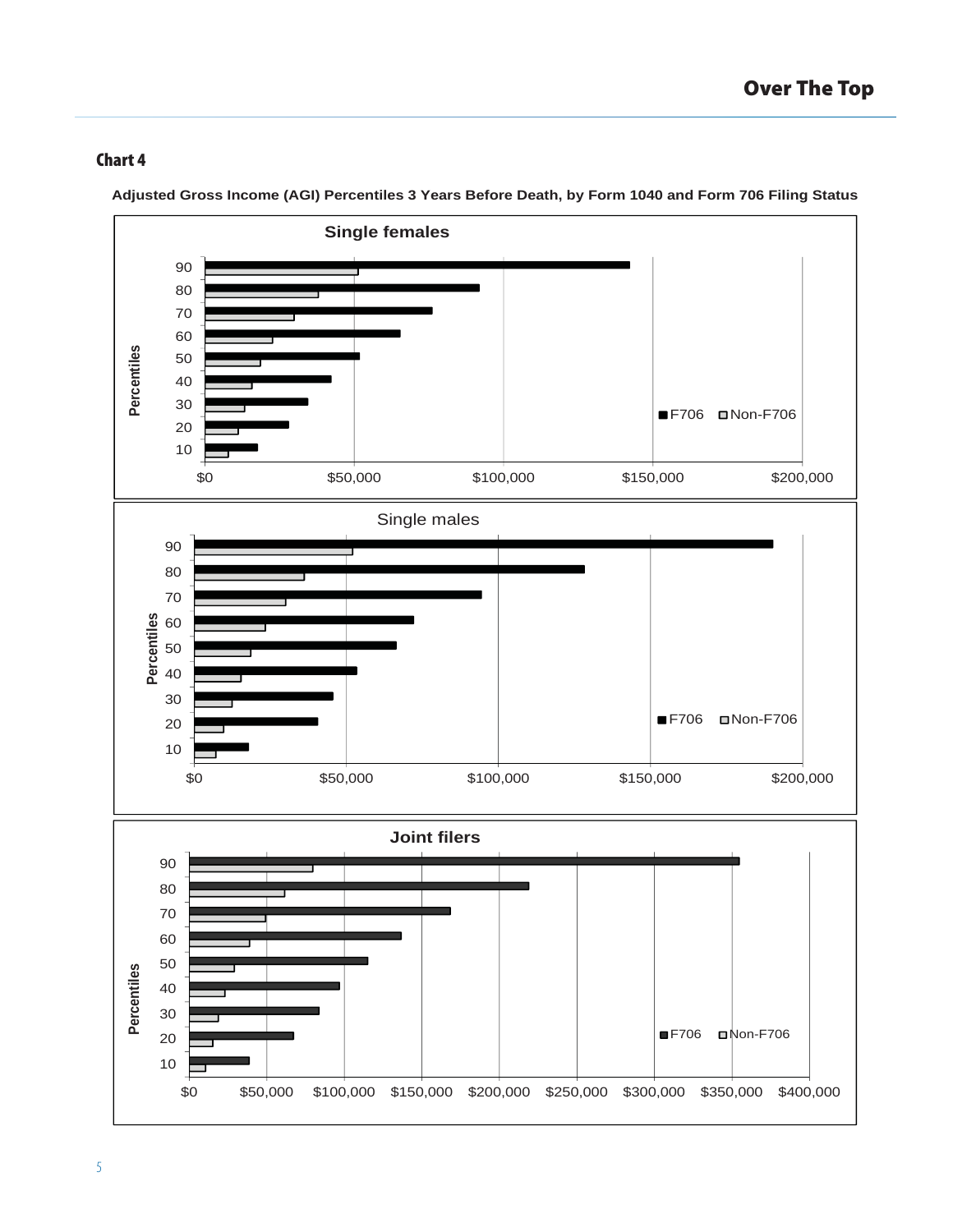## Chart 4

**Adjusted Gross Income (AGI) Percentiles 3 Years Before Death, by Form 1040 and Form 706 Filing Status**

**Single females**

Percentiles: 90, 80, 70, 60, 50, 40, 30, 20, 10

■F706 □Non-F706

$0 $50,000 $100,000 $150,000 $200,000

Single males

Percentiles: 90, 80, 70, 60, 50, 40, 30, 20, 10

■F706 □Non-F706

$0 $50,000 $100,000 $150,000 $200,000

**Joint filers**

Percentiles: 90, 80, 70, 60, 50, 40, 30, 20, 10

■F706 □Non-F706

$0 $50,000 $100,000 $150,000 $200,000 $250,000 $300,000 $350,000 $400,000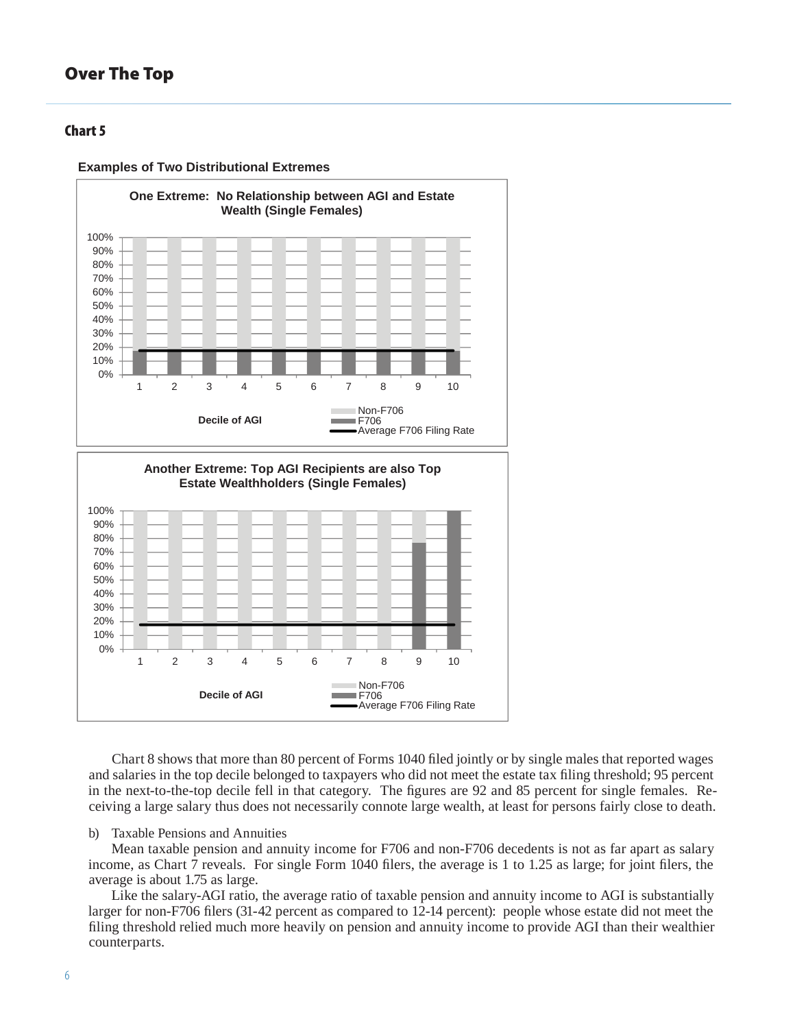## Chart 5

**Examples of Two Distributional Extremes**

**One Extreme: No Relationship between AGI and Estate Wealth (Single Females)**

**Another Extreme: Top AGI Recipients are also Top Estate Wealthholders (Single Females)**

Chart 8 shows that more than 80 percent of Forms 1040 filed jointly or by single males that reported wages and salaries in the top decile belonged to taxpayers who did not meet the estate tax filing threshold; 95 percent in the next-to-the-top decile fell in that category. The figures are 92 and 85 percent for single females. Receiving a large salary thus does not necessarily connote large wealth, at least for persons fairly close to death.

b) Taxable Pensions and Annuities

Mean taxable pension and annuity income for F706 and non-F706 decedents is not as far apart as salary income, as Chart 7 reveals. For single Form 1040 filers, the average is 1 to 1.25 as large; for joint filers, the average is about 1.75 as large.

Like the salary-AGI ratio, the average ratio of taxable pension and annuity income to AGI is substantially larger for non-F706 filers (31-42 percent as compared to 12-14 percent): people whose estate did not meet the filing threshold relied much more heavily on pension and annuity income to provide AGI than their wealthier counterparts.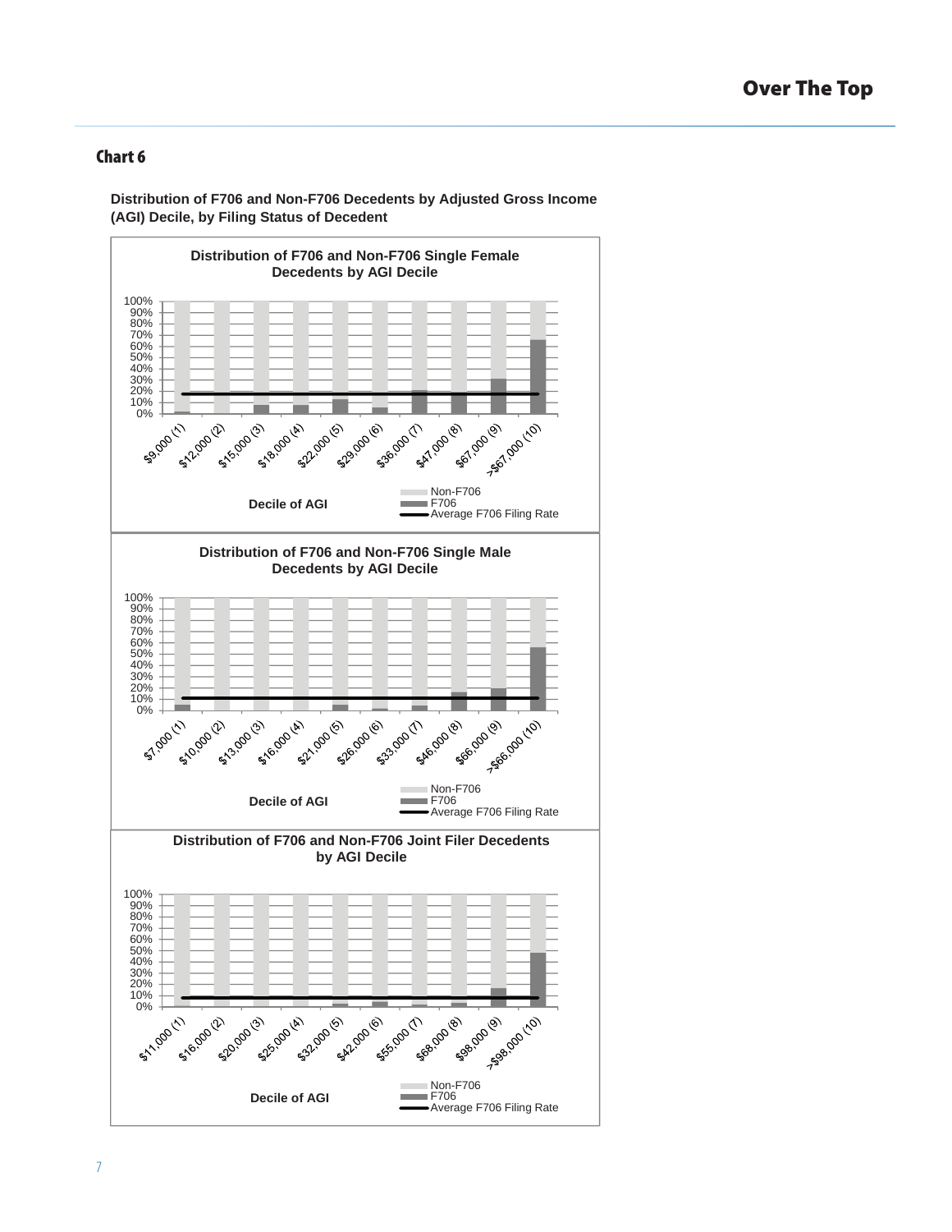## Chart 6

**Distribution of F706 and Non-F706 Decedents by Adjusted Gross Income (AGI) Decile, by Filing Status of Decedent**

**Distribution of F706 and Non-F706 Single Female Decedents by AGI Decile**

100%
90%
80%
70%
60%
50%
40%
30%
20%
10%
0%

$9,000 (1) $12,000 (2) $15,000 (3) $18,000 (4) $22,000 (5) $29,000 (6) $36,000 (7) $47,000 (8) $67,000 (9) >$67,000 (10)

Decile of AGI

Non-F706
F706
Average F706 Filing Rate

**Distribution of F706 and Non-F706 Single Male Decedents by AGI Decile**

100%
90%
80%
70%
60%
50%
40%
30%
20%
10%
0%

$7,000 (1) $10,000 (2) $13,000 (3) $16,000 (4) $21,000 (5) $26,000 (6) $33,000 (7) $46,000 (8) $66,000 (9) >$66,000 (10)

Decile of AGI

Non-F706
F706
Average F706 Filing Rate

**Distribution of F706 and Non-F706 Joint Filer Decedents by AGI Decile**

100%
90%
80%
70%
60%
50%
40%
30%
20%
10%
0%

$11,000 (1) $16,000 (2) $20,000 (3) $25,000 (4) $32,000 (5) $42,000 (6) $55,000 (7) $68,000 (8) $98,000 (9) >$98,000 (10)

Decile of AGI

Non-F706
F706
Average F706 Filing Rate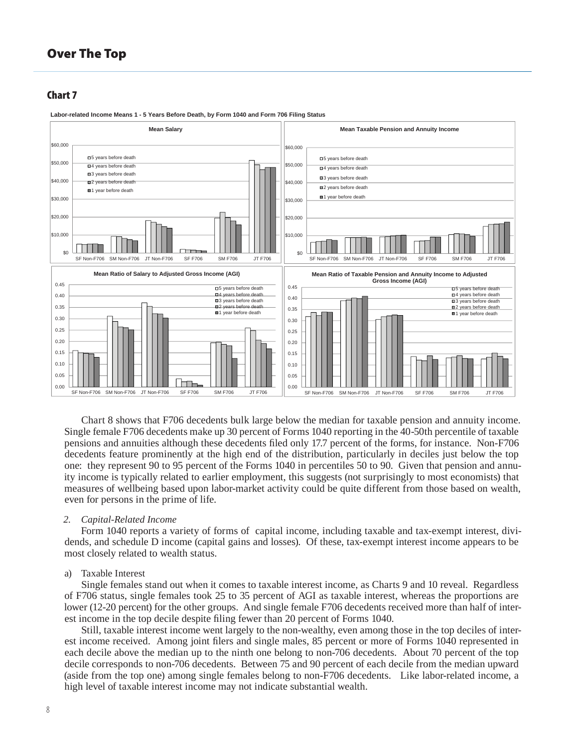## Over The Top

### Chart 7

Labor-related Income Means 1 - 5 Years Before Death, by Form 1040 and Form 706 Filing Status

Chart 8 shows that F706 decedents bulk large below the median for taxable pension and annuity income. Single female F706 decedents make up 30 percent of Forms 1040 reporting in the 40-50th percentile of taxable pensions and annuities although these decedents filed only 17.7 percent of the forms, for instance. Non-F706 decedents feature prominently at the high end of the distribution, particularly in deciles just below the top one: they represent 90 to 95 percent of the Forms 1040 in percentiles 50 to 90. Given that pension and annuity income is typically related to earlier employment, this suggests (not surprisingly to most economists) that measures of wellbeing based upon labor-market activity could be quite different from those based on wealth, even for persons in the prime of life.

*2. Capital-Related Income*

Form 1040 reports a variety of forms of capital income, including taxable and tax-exempt interest, dividends, and schedule D income (capital gains and losses). Of these, tax-exempt interest income appears to be most closely related to wealth status.

a) Taxable Interest

Single females stand out when it comes to taxable interest income, as Charts 9 and 10 reveal. Regardless of F706 status, single females took 25 to 35 percent of AGI as taxable interest, whereas the proportions are lower (12-20 percent) for the other groups. And single female F706 decedents received more than half of interest income in the top decile despite filing fewer than 20 percent of Forms 1040.

Still, taxable interest income went largely to the non-wealthy, even among those in the top deciles of interest income received. Among joint filers and single males, 85 percent or more of Forms 1040 represented in each decile above the median up to the ninth one belong to non-706 decedents. About 70 percent of the top decile corresponds to non-706 decedents. Between 75 and 90 percent of each decile from the median upward (aside from the top one) among single females belong to non-F706 decedents. Like labor-related income, a high level of taxable interest income may not indicate substantial wealth.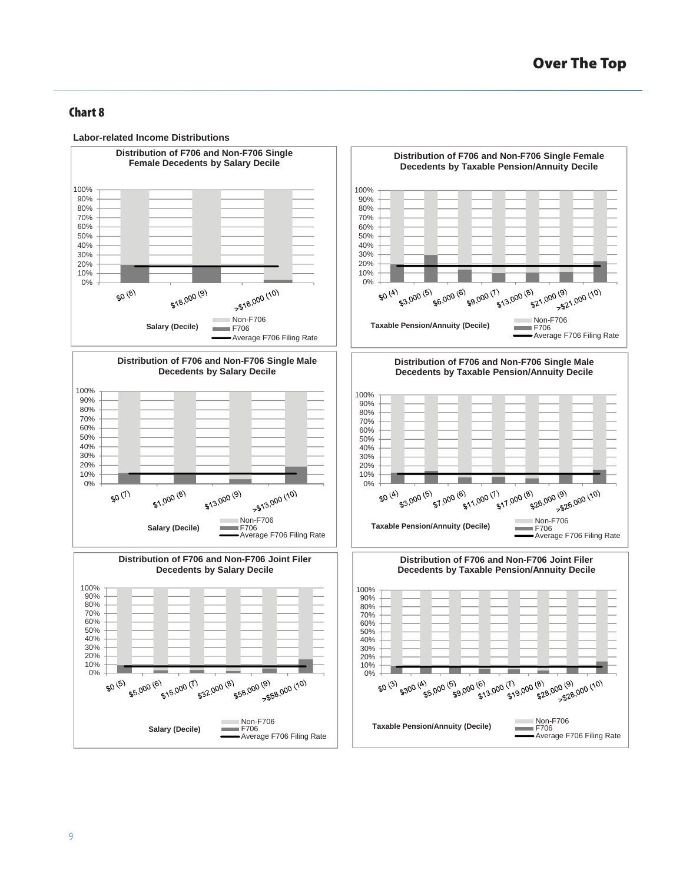## Chart 8

**Labor-related Income Distributions**

**Distribution of F706 and Non-F706 Single Female Decedents by Salary Decile**

Salary (Decile): $0 (8), $18,000 (9), >$18,000 (10)

Legend: Non-F706, F706, Average F706 Filing Rate

**Distribution of F706 and Non-F706 Single Female Decedents by Taxable Pension/Annuity Decile**

Taxable Pension/Annuity (Decile): $0 (4), $3,000 (5), $6,000 (6), $9,000 (7), $13,000 (8), $21,000 (9), >$21,000 (10)

Legend: Non-F706, F706, Average F706 Filing Rate

**Distribution of F706 and Non-F706 Single Male Decedents by Salary Decile**

Salary (Decile): $0 (7), $1,000 (8), $13,000 (9), >$13,000 (10)

Legend: Non-F706, F706, Average F706 Filing Rate

**Distribution of F706 and Non-F706 Single Male Decedents by Taxable Pension/Annuity Decile**

Taxable Pension/Annuity (Decile): $0 (4), $3,000 (5), $7,000 (6), $11,000 (7), $17,000 (8), $26,000 (9), >$26,000 (10)

Legend: Non-F706, F706, Average F706 Filing Rate

**Distribution of F706 and Non-F706 Joint Filer Decedents by Salary Decile**

Salary (Decile): $0 (5), $5,000 (6), $15,000 (7), $32,000 (8), $58,000 (9), >$58,000 (10)

Legend: Non-F706, F706, Average F706 Filing Rate

**Distribution of F706 and Non-F706 Joint Filer Decedents by Taxable Pension/Annuity Decile**

Taxable Pension/Annuity (Decile): $0 (3), $300 (4), $5,000 (5), $9,000 (6), $13,000 (7), $19,000 (8), $28,000 (9), >$28,000 (10)

Legend: Non-F706, F706, Average F706 Filing Rate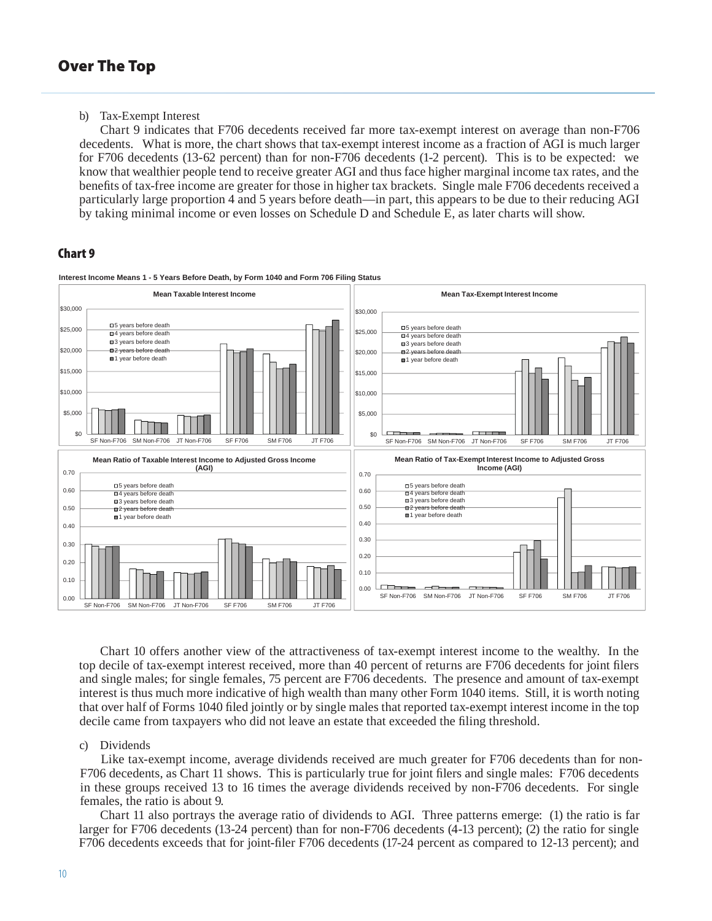b) Tax-Exempt Interest

Chart 9 indicates that F706 decedents received far more tax-exempt interest on average than non-F706 decedents. What is more, the chart shows that tax-exempt interest income as a fraction of AGI is much larger for F706 decedents (13-62 percent) than for non-F706 decedents (1-2 percent). This is to be expected: we know that wealthier people tend to receive greater AGI and thus face higher marginal income tax rates, and the benefits of tax-free income are greater for those in higher tax brackets. Single male F706 decedents received a particularly large proportion 4 and 5 years before death—in part, this appears to be due to their reducing AGI by taking minimal income or even losses on Schedule D and Schedule E, as later charts will show.

### Chart 9

**Interest Income Means 1 - 5 Years Before Death, by Form 1040 and Form 706 Filing Status**

Mean Taxable Interest Income

Mean Tax-Exempt Interest Income

Mean Ratio of Taxable Interest Income to Adjusted Gross Income (AGI)

Mean Ratio of Tax-Exempt Interest Income to Adjusted Gross Income (AGI)

Chart 10 offers another view of the attractiveness of tax-exempt interest income to the wealthy. In the top decile of tax-exempt interest received, more than 40 percent of returns are F706 decedents for joint filers and single males; for single females, 75 percent are F706 decedents. The presence and amount of tax-exempt interest is thus much more indicative of high wealth than many other Form 1040 items. Still, it is worth noting that over half of Forms 1040 filed jointly or by single males that reported tax-exempt interest income in the top decile came from taxpayers who did not leave an estate that exceeded the filing threshold.

c) Dividends

Like tax-exempt income, average dividends received are much greater for F706 decedents than for non-F706 decedents, as Chart 11 shows. This is particularly true for joint filers and single males: F706 decedents in these groups received 13 to 16 times the average dividends received by non-F706 decedents. For single females, the ratio is about 9.

Chart 11 also portrays the average ratio of dividends to AGI. Three patterns emerge: (1) the ratio is far larger for F706 decedents (13-24 percent) than for non-F706 decedents (4-13 percent); (2) the ratio for single F706 decedents exceeds that for joint-filer F706 decedents (17-24 percent as compared to 12-13 percent); and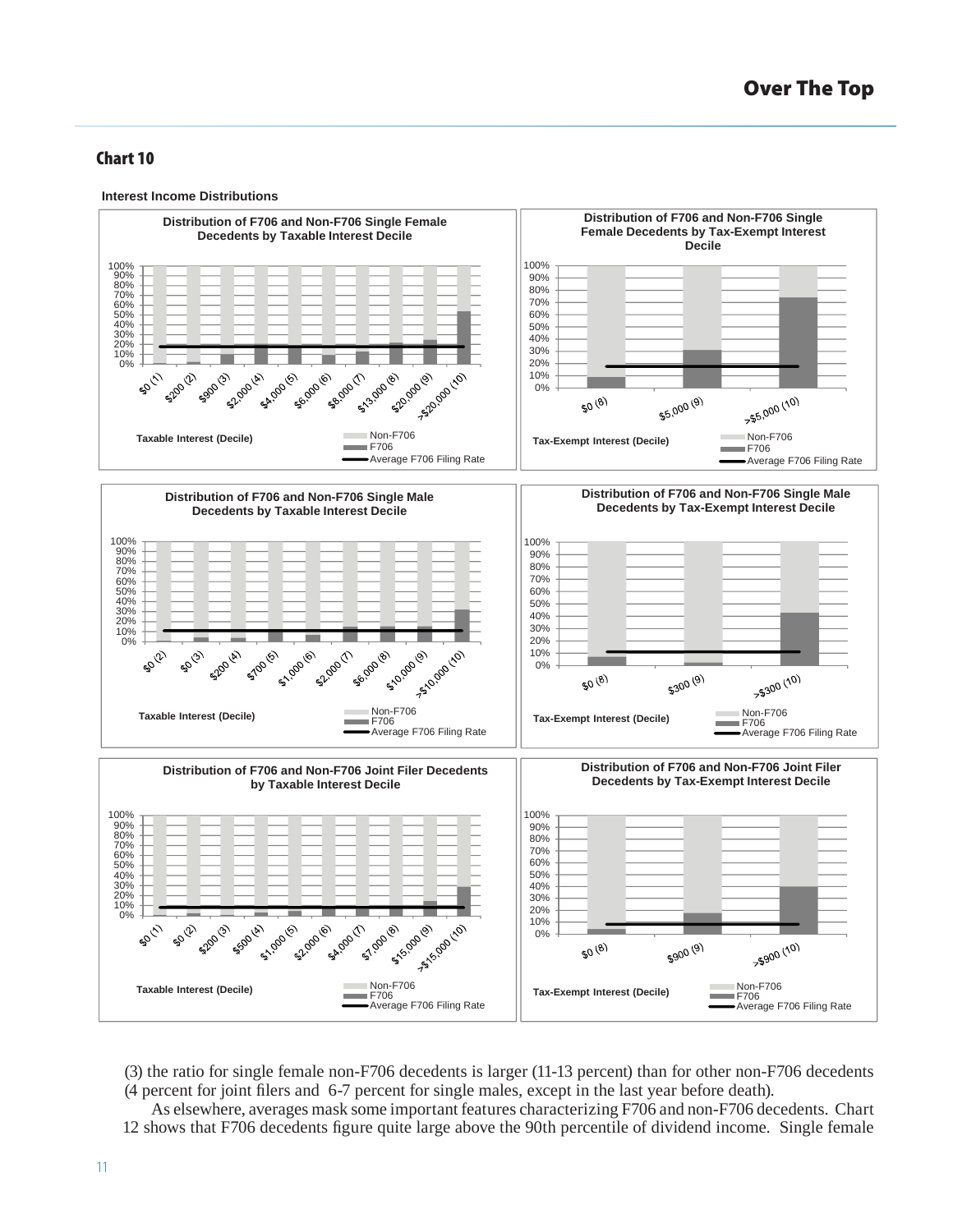## Chart 10

**Interest Income Distributions**

**Distribution of F706 and Non-F706 Single Female Decedents by Taxable Interest Decile**

Taxable Interest (Decile): $0 (1), $200 (2), $900 (3), $2,000 (4), $4,000 (5), $6,000 (6), $8,000 (7), $13,000 (8), $20,000 (9), >$20,000 (10)

Legend: Non-F706; F706; Average F706 Filing Rate

**Distribution of F706 and Non-F706 Single Female Decedents by Tax-Exempt Interest Decile**

Tax-Exempt Interest (Decile): $0 (8), $5,000 (9), >$5,000 (10)

Legend: Non-F706; F706; Average F706 Filing Rate

**Distribution of F706 and Non-F706 Single Male Decedents by Taxable Interest Decile**

Taxable Interest (Decile): $0 (2), $0 (3), $200 (4), $700 (5), $1,000 (6), $2,000 (7), $6,000 (8), $10,000 (9), >$10,000 (10)

Legend: Non-F706; F706; Average F706 Filing Rate

**Distribution of F706 and Non-F706 Single Male Decedents by Tax-Exempt Interest Decile**

Tax-Exempt Interest (Decile): $0 (8), $300 (9), >$300 (10)

Legend: Non-F706; F706; Average F706 Filing Rate

**Distribution of F706 and Non-F706 Joint Filer Decedents by Taxable Interest Decile**

Taxable Interest (Decile): $0 (1), $0 (2), $200 (3), $500 (4), $1,000 (5), $2,000 (6), $4,000 (7), $7,000 (8), $15,000 (9), >$15,000 (10)

Legend: Non-F706; F706; Average F706 Filing Rate

**Distribution of F706 and Non-F706 Joint Filer Decedents by Tax-Exempt Interest Decile**

Tax-Exempt Interest (Decile): $0 (8), $900 (9), >$900 (10)

Legend: Non-F706; F706; Average F706 Filing Rate

(3) the ratio for single female non-F706 decedents is larger (11-13 percent) than for other non-F706 decedents (4 percent for joint filers and 6-7 percent for single males, except in the last year before death).

As elsewhere, averages mask some important features characterizing F706 and non-F706 decedents. Chart 12 shows that F706 decedents figure quite large above the 90th percentile of dividend income. Single female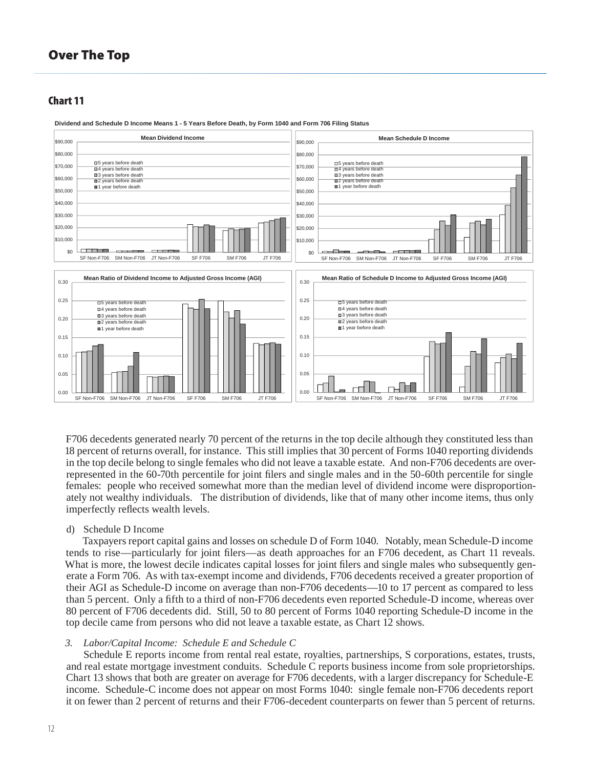## Over The Top

### Chart 11

Dividend and Schedule D Income Means 1 - 5 Years Before Death, by Form 1040 and Form 706 Filing Status

F706 decedents generated nearly 70 percent of the returns in the top decile although they constituted less than 18 percent of returns overall, for instance. This still implies that 30 percent of Forms 1040 reporting dividends in the top decile belong to single females who did not leave a taxable estate. And non-F706 decedents are over-represented in the 60-70th percentile for joint filers and single males and in the 50-60th percentile for single females: people who received somewhat more than the median level of dividend income were disproportionately not wealthy individuals. The distribution of dividends, like that of many other income items, thus only imperfectly reflects wealth levels.

d) Schedule D Income

Taxpayers report capital gains and losses on schedule D of Form 1040. Notably, mean Schedule-D income tends to rise—particularly for joint filers—as death approaches for an F706 decedent, as Chart 11 reveals. What is more, the lowest decile indicates capital losses for joint filers and single males who subsequently generate a Form 706. As with tax-exempt income and dividends, F706 decedents received a greater proportion of their AGI as Schedule-D income on average than non-F706 decedents—10 to 17 percent as compared to less than 5 percent. Only a fifth to a third of non-F706 decedents even reported Schedule-D income, whereas over 80 percent of F706 decedents did. Still, 50 to 80 percent of Forms 1040 reporting Schedule-D income in the top decile came from persons who did not leave a taxable estate, as Chart 12 shows.

*3. Labor/Capital Income: Schedule E and Schedule C*

Schedule E reports income from rental real estate, royalties, partnerships, S corporations, estates, trusts, and real estate mortgage investment conduits. Schedule C reports business income from sole proprietorships. Chart 13 shows that both are greater on average for F706 decedents, with a larger discrepancy for Schedule-E income. Schedule-C income does not appear on most Forms 1040: single female non-F706 decedents report it on fewer than 2 percent of returns and their F706-decedent counterparts on fewer than 5 percent of returns.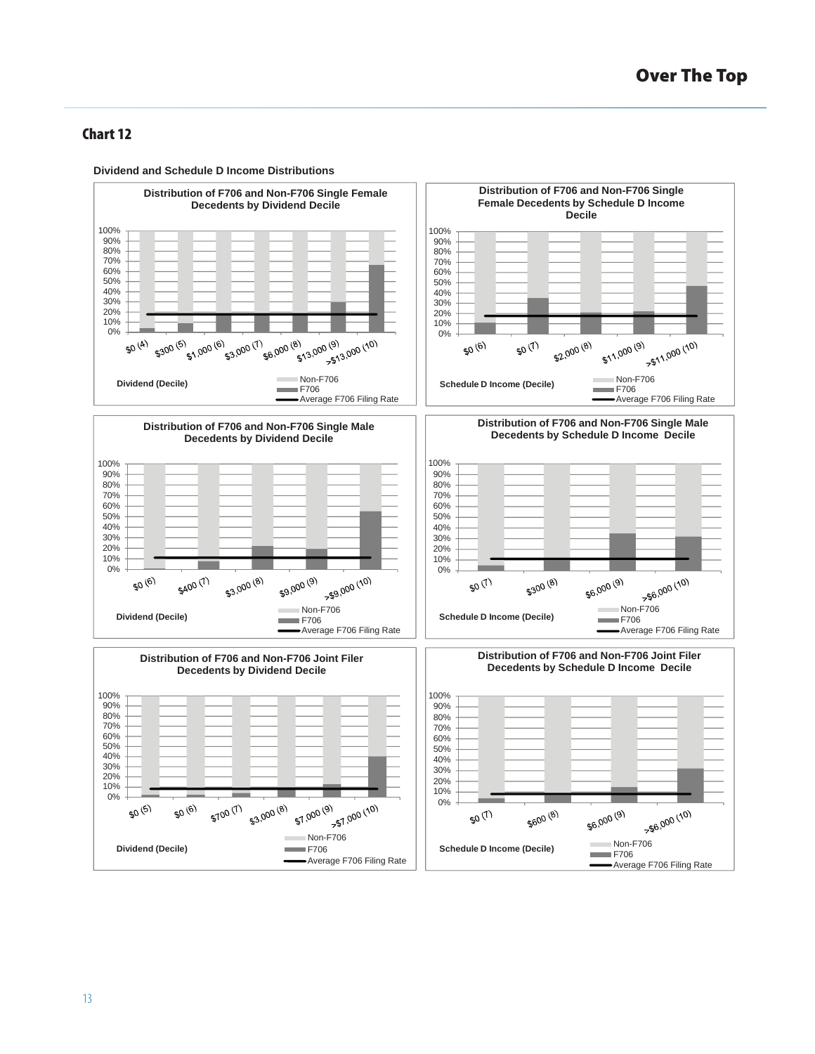## Chart 12

**Dividend and Schedule D Income Distributions**

**Distribution of F706 and Non-F706 Single Female Decedents by Dividend Decile**

Dividend (Decile): $0 (4), $300 (5), $1,000 (6), $3,000 (7), $6,000 (8), $13,000 (9), >$13,000 (10)

Non-F706 | F706 | Average F706 Filing Rate

**Distribution of F706 and Non-F706 Single Female Decedents by Schedule D Income Decile**

Schedule D Income (Decile): $0 (6), $0 (7), $2,000 (8), $11,000 (9), >$11,000 (10)

Non-F706 | F706 | Average F706 Filing Rate

**Distribution of F706 and Non-F706 Single Male Decedents by Dividend Decile**

Dividend (Decile): $0 (6), $400 (7), $3,000 (8), $9,000 (9), >$9,000 (10)

Non-F706 | F706 | Average F706 Filing Rate

**Distribution of F706 and Non-F706 Single Male Decedents by Schedule D Income Decile**

Schedule D Income (Decile): $0 (7), $300 (8), $6,000 (9), >$6,000 (10)

Non-F706 | F706 | Average F706 Filing Rate

**Distribution of F706 and Non-F706 Joint Filer Decedents by Dividend Decile**

Dividend (Decile): $0 (5), $0 (6), $700 (7), $3,000 (8), $7,000 (9), >$7,000 (10)

Non-F706 | F706 | Average F706 Filing Rate

**Distribution of F706 and Non-F706 Joint Filer Decedents by Schedule D Income Decile**

Schedule D Income (Decile): $0 (7), $600 (8), $6,000 (9), >$6,000 (10)

Non-F706 | F706 | Average F706 Filing Rate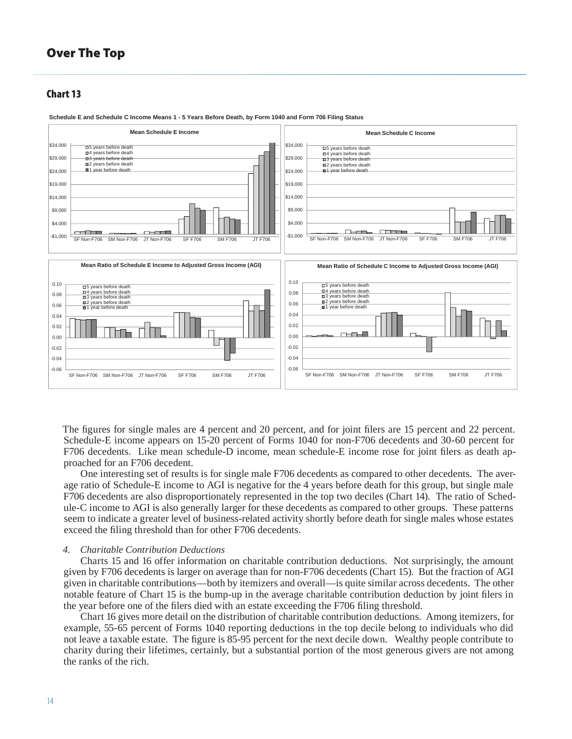## Over The Top

### Chart 13

**Schedule E and Schedule C Income Means 1 - 5 Years Before Death, by Form 1040 and Form 706 Filing Status**

The figures for single males are 4 percent and 20 percent, and for joint filers are 15 percent and 22 percent. Schedule-E income appears on 15-20 percent of Forms 1040 for non-F706 decedents and 30-60 percent for F706 decedents. Like mean schedule-D income, mean schedule-E income rose for joint filers as death approached for an F706 decedent.

One interesting set of results is for single male F706 decedents as compared to other decedents. The average ratio of Schedule-E income to AGI is negative for the 4 years before death for this group, but single male F706 decedents are also disproportionately represented in the top two deciles (Chart 14). The ratio of Schedule-C income to AGI is also generally larger for these decedents as compared to other groups. These patterns seem to indicate a greater level of business-related activity shortly before death for single males whose estates exceed the filing threshold than for other F706 decedents.

*4. Charitable Contribution Deductions*

Charts 15 and 16 offer information on charitable contribution deductions. Not surprisingly, the amount given by F706 decedents is larger on average than for non-F706 decedents (Chart 15). But the fraction of AGI given in charitable contributions—both by itemizers and overall—is quite similar across decedents. The other notable feature of Chart 15 is the bump-up in the average charitable contribution deduction by joint filers in the year before one of the filers died with an estate exceeding the F706 filing threshold.

Chart 16 gives more detail on the distribution of charitable contribution deductions. Among itemizers, for example, 55-65 percent of Forms 1040 reporting deductions in the top decile belong to individuals who did not leave a taxable estate. The figure is 85-95 percent for the next decile down. Wealthy people contribute to charity during their lifetimes, certainly, but a substantial portion of the most generous givers are not among the ranks of the rich.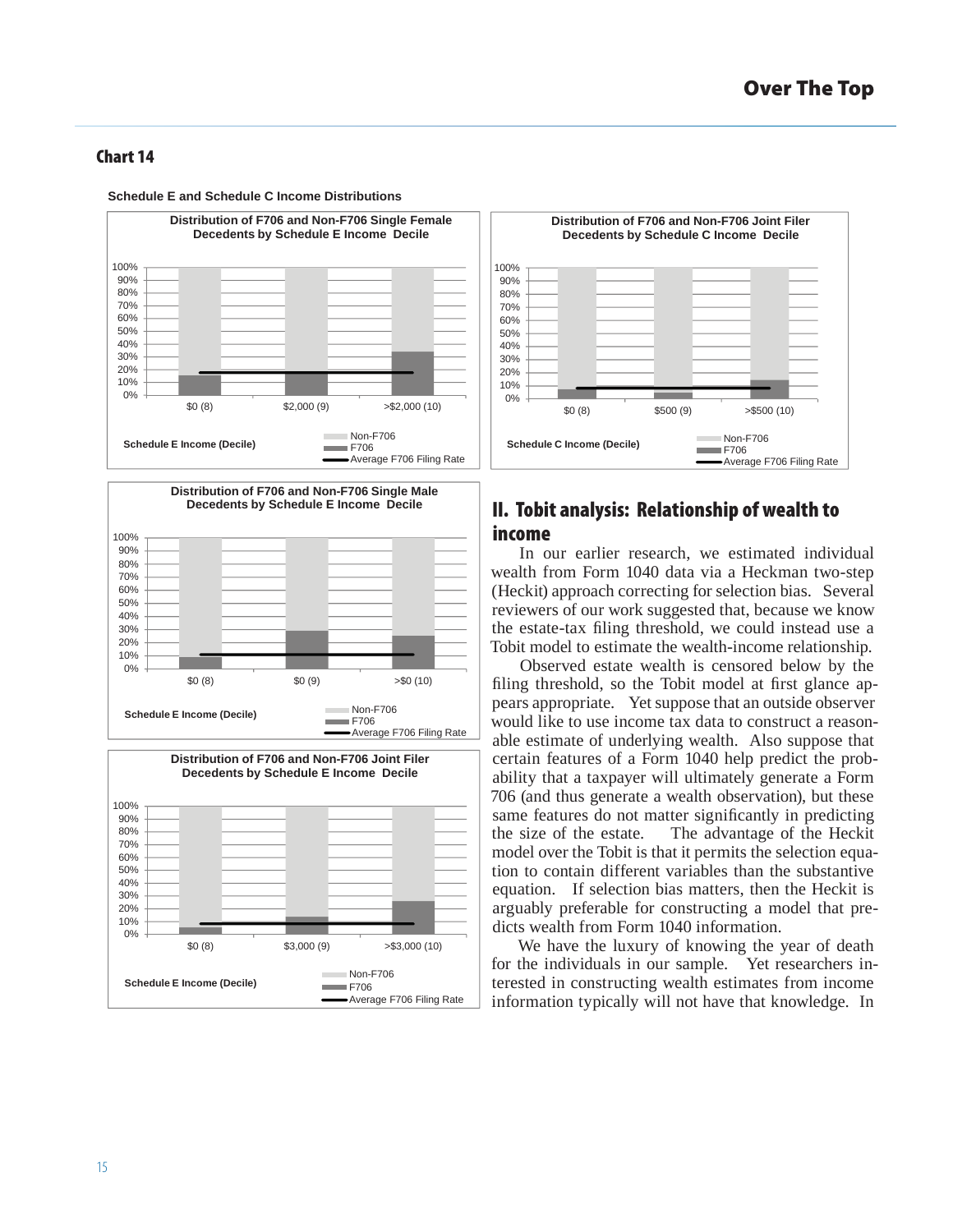## Chart 14

**Schedule E and Schedule C Income Distributions**

**Distribution of F706 and Non-F706 Single Female Decedents by Schedule E Income Decile**

Schedule E Income (Decile): $0 (8), $2,000 (9), >$2,000 (10)

Legend: Non-F706, F706, Average F706 Filing Rate

**Distribution of F706 and Non-F706 Joint Filer Decedents by Schedule C Income Decile**

Schedule C Income (Decile): $0 (8), $500 (9), >$500 (10)

Legend: Non-F706, F706, Average F706 Filing Rate

**Distribution of F706 and Non-F706 Single Male Decedents by Schedule E Income Decile**

Schedule E Income (Decile): $0 (8), $0 (9), >$0 (10)

Legend: Non-F706, F706, Average F706 Filing Rate

**Distribution of F706 and Non-F706 Joint Filer Decedents by Schedule E Income Decile**

Schedule E Income (Decile): $0 (8), $3,000 (9), >$3,000 (10)

Legend: Non-F706, F706, Average F706 Filing Rate

## II. Tobit analysis: Relationship of wealth to income

In our earlier research, we estimated individual wealth from Form 1040 data via a Heckman two-step (Heckit) approach correcting for selection bias. Several reviewers of our work suggested that, because we know the estate-tax filing threshold, we could instead use a Tobit model to estimate the wealth-income relationship.

Observed estate wealth is censored below by the filing threshold, so the Tobit model at first glance appears appropriate. Yet suppose that an outside observer would like to use income tax data to construct a reasonable estimate of underlying wealth. Also suppose that certain features of a Form 1040 help predict the probability that a taxpayer will ultimately generate a Form 706 (and thus generate a wealth observation), but these same features do not matter significantly in predicting the size of the estate. The advantage of the Heckit model over the Tobit is that it permits the selection equation to contain different variables than the substantive equation. If selection bias matters, then the Heckit is arguably preferable for constructing a model that predicts wealth from Form 1040 information.

We have the luxury of knowing the year of death for the individuals in our sample. Yet researchers interested in constructing wealth estimates from income information typically will not have that knowledge. In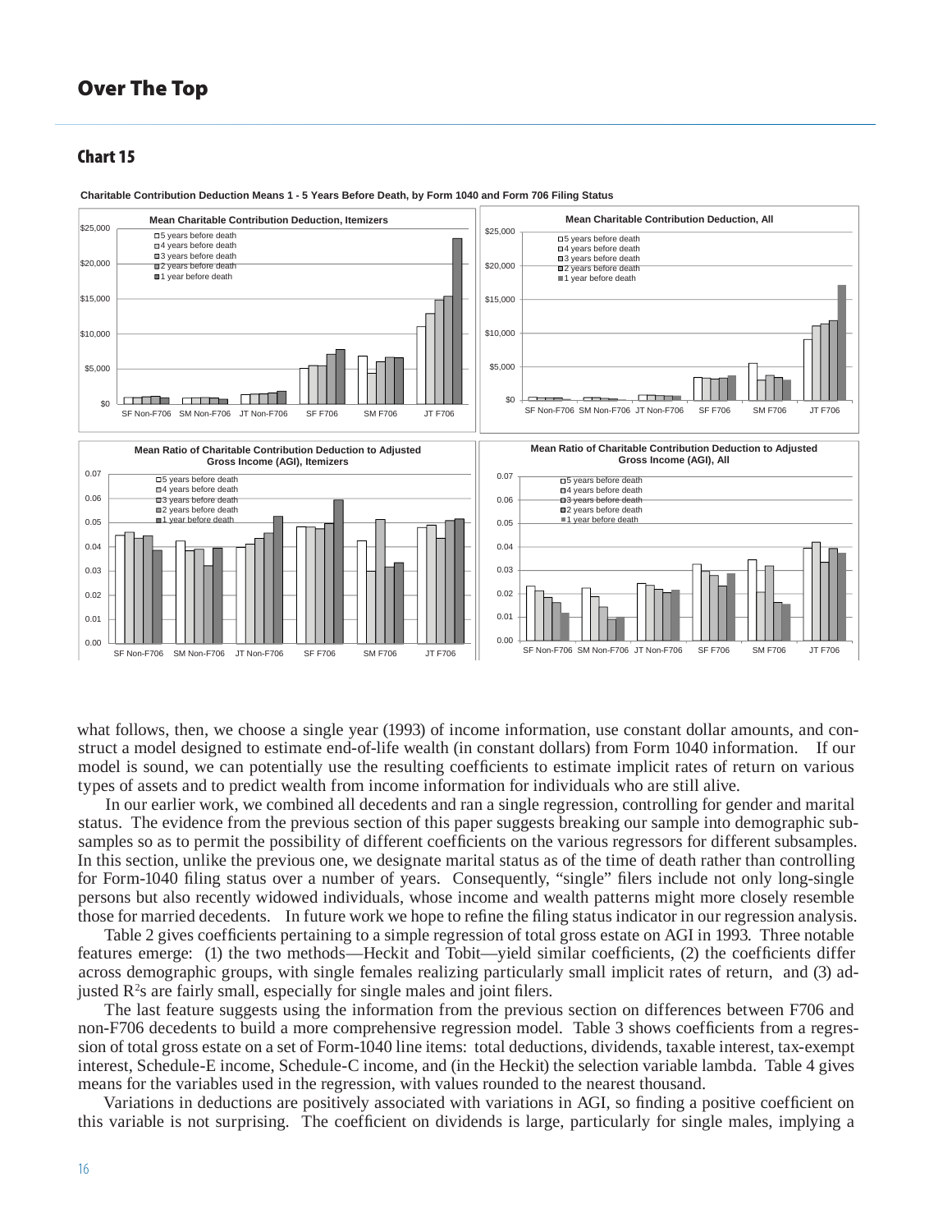## Chart 15

Charitable Contribution Deduction Means 1 - 5 Years Before Death, by Form 1040 and Form 706 Filing Status

what follows, then, we choose a single year (1993) of income information, use constant dollar amounts, and construct a model designed to estimate end-of-life wealth (in constant dollars) from Form 1040 information. If our model is sound, we can potentially use the resulting coefficients to estimate implicit rates of return on various types of assets and to predict wealth from income information for individuals who are still alive.

In our earlier work, we combined all decedents and ran a single regression, controlling for gender and marital status. The evidence from the previous section of this paper suggests breaking our sample into demographic subsamples so as to permit the possibility of different coefficients on the various regressors for different subsamples. In this section, unlike the previous one, we designate marital status as of the time of death rather than controlling for Form-1040 filing status over a number of years. Consequently, "single" filers include not only long-single persons but also recently widowed individuals, whose income and wealth patterns might more closely resemble those for married decedents. In future work we hope to refine the filing status indicator in our regression analysis.

Table 2 gives coefficients pertaining to a simple regression of total gross estate on AGI in 1993. Three notable features emerge: (1) the two methods—Heckit and Tobit—yield similar coefficients, (2) the coefficients differ across demographic groups, with single females realizing particularly small implicit rates of return, and (3) adjusted $R^2$s are fairly small, especially for single males and joint filers.

The last feature suggests using the information from the previous section on differences between F706 and non-F706 decedents to build a more comprehensive regression model. Table 3 shows coefficients from a regression of total gross estate on a set of Form-1040 line items: total deductions, dividends, taxable interest, tax-exempt interest, Schedule-E income, Schedule-C income, and (in the Heckit) the selection variable lambda. Table 4 gives means for the variables used in the regression, with values rounded to the nearest thousand.

Variations in deductions are positively associated with variations in AGI, so finding a positive coefficient on this variable is not surprising. The coefficient on dividends is large, particularly for single males, implying a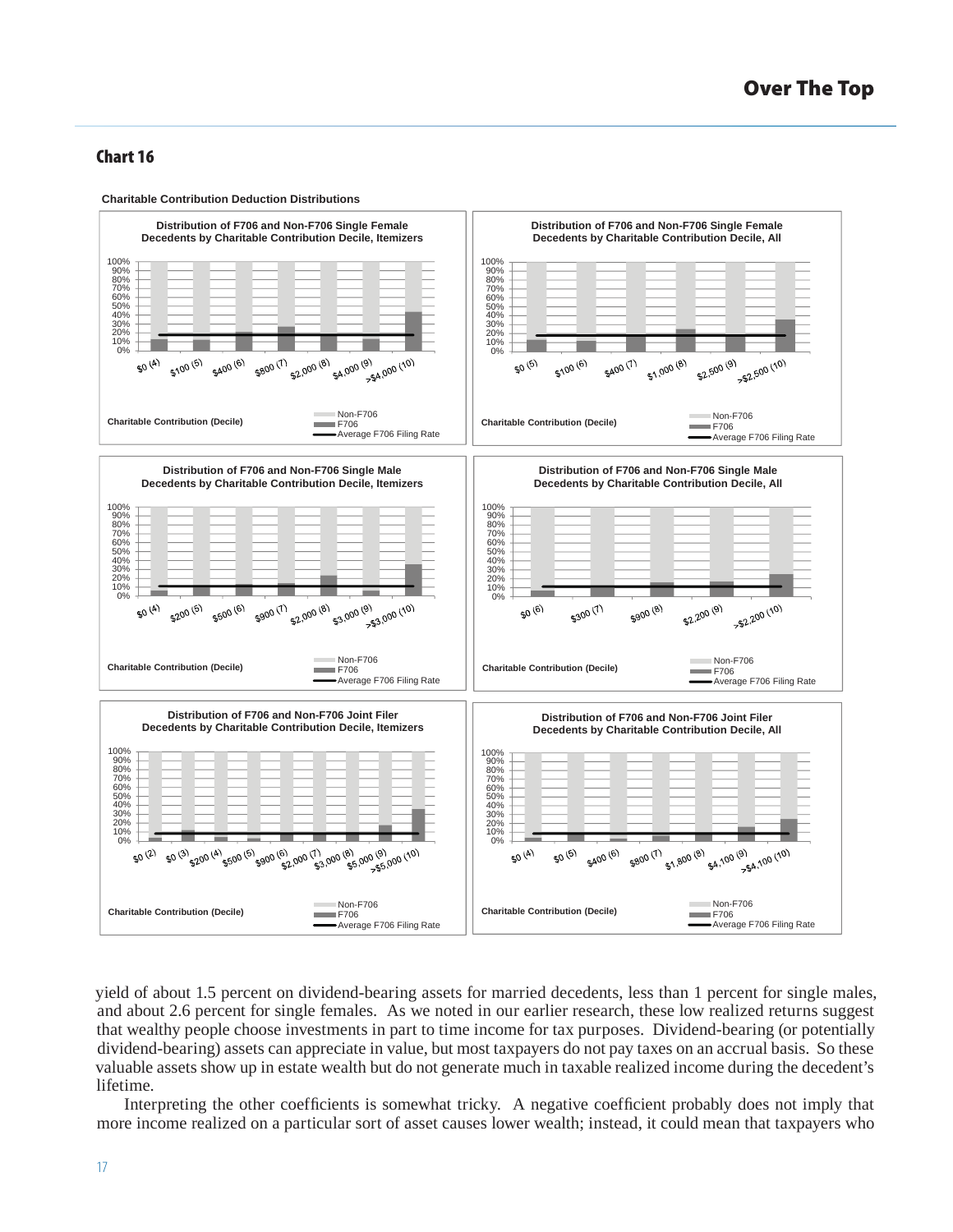## Chart 16

**Charitable Contribution Deduction Distributions**

**Distribution of F706 and Non-F706 Single Female Decedents by Charitable Contribution Decile, Itemizers**

Charitable Contribution (Decile): $0 (4), $100 (5), $400 (6), $800 (7), $2,000 (8), $4,000 (9), >$4,000 (10)

Legend: Non-F706; F706; Average F706 Filing Rate

**Distribution of F706 and Non-F706 Single Female Decedents by Charitable Contribution Decile, All**

Charitable Contribution (Decile): $0 (5), $100 (6), $400 (7), $1,000 (8), $2,500 (9), >$2,500 (10)

Legend: Non-F706; F706; Average F706 Filing Rate

**Distribution of F706 and Non-F706 Single Male Decedents by Charitable Contribution Decile, Itemizers**

Charitable Contribution (Decile): $0 (4), $200 (5), $500 (6), $900 (7), $2,000 (8), $3,000 (9), >$3,000 (10)

Legend: Non-F706; F706; Average F706 Filing Rate

**Distribution of F706 and Non-F706 Single Male Decedents by Charitable Contribution Decile, All**

Charitable Contribution (Decile): $0 (6), $300 (7), $900 (8), $2,200 (9), >$2,200 (10)

Legend: Non-F706; F706; Average F706 Filing Rate

**Distribution of F706 and Non-F706 Joint Filer Decedents by Charitable Contribution Decile, Itemizers**

Charitable Contribution (Decile): $0 (2), $0 (3), $200 (4), $500 (5), $900 (6), $2,000 (7), $3,000 (8), $5,000 (9), >$5,000 (10)

Legend: Non-F706; F706; Average F706 Filing Rate

**Distribution of F706 and Non-F706 Joint Filer Decedents by Charitable Contribution Decile, All**

Charitable Contribution (Decile): $0 (4), $0 (5), $400 (6), $800 (7), $1,800 (8), $4,100 (9), >$4,100 (10)

Legend: Non-F706; F706; Average F706 Filing Rate

yield of about 1.5 percent on dividend-bearing assets for married decedents, less than 1 percent for single males, and about 2.6 percent for single females. As we noted in our earlier research, these low realized returns suggest that wealthy people choose investments in part to time income for tax purposes. Dividend-bearing (or potentially dividend-bearing) assets can appreciate in value, but most taxpayers do not pay taxes on an accrual basis. So these valuable assets show up in estate wealth but do not generate much in taxable realized income during the decedent's lifetime.

Interpreting the other coefficients is somewhat tricky. A negative coefficient probably does not imply that more income realized on a particular sort of asset causes lower wealth; instead, it could mean that taxpayers who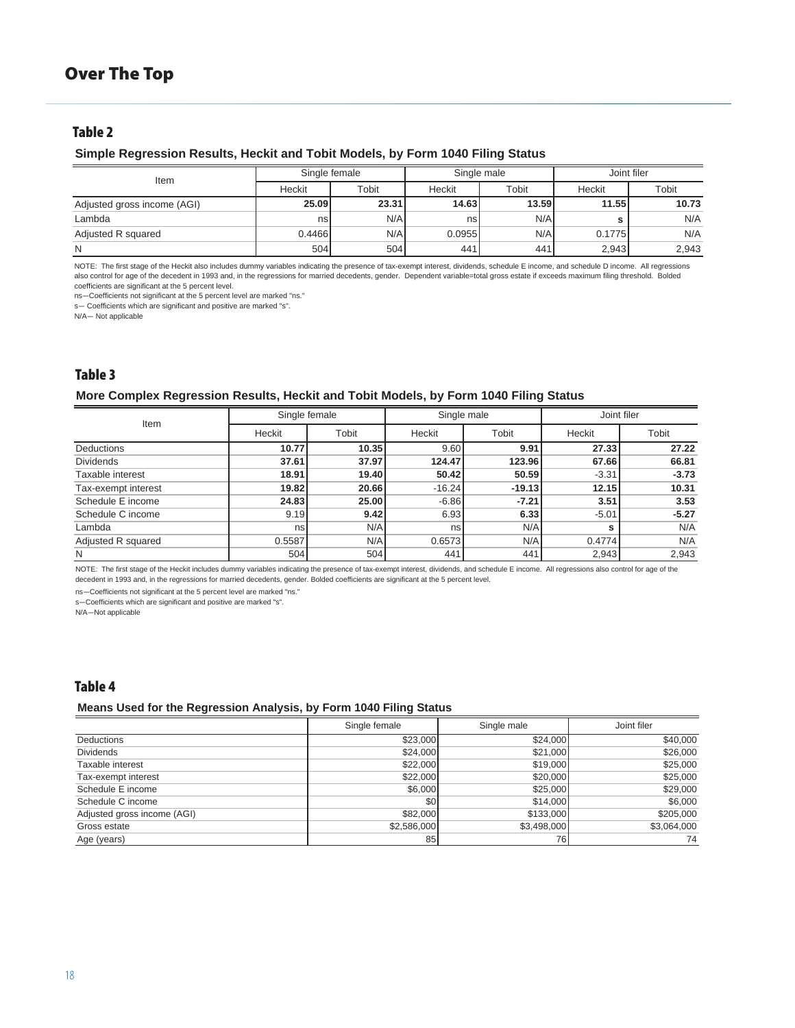## Over The Top

### Table 2

**Simple Regression Results, Heckit and Tobit Models, by Form 1040 Filing Status**

| Item | Single female | | Single male | | Joint filer | |
|---|---|---|---|---|---|---|
| | Heckit | Tobit | Heckit | Tobit | Heckit | Tobit |
| Adjusted gross income (AGI) | **25.09** | **23.31** | **14.63** | **13.59** | **11.55** | **10.73** |
| Lambda | ns | N/A | ns | N/A | s | N/A |
| Adjusted R squared | 0.4466 | N/A | 0.0955 | N/A | 0.1775 | N/A |
| N | 504 | 504 | 441 | 441 | 2,943 | 2,943 |

NOTE: The first stage of the Heckit also includes dummy variables indicating the presence of tax-exempt interest, dividends, schedule E income, and schedule D income. All regressions also control for age of the decedent in 1993 and, in the regressions for married decedents, gender. Dependent variable=total gross estate if exceeds maximum filing threshold. Bolded coefficients are significant at the 5 percent level.

ns—Coefficients not significant at the 5 percent level are marked "ns."

s— Coefficients which are significant and positive are marked "s".

N/A— Not applicable

### Table 3

**More Complex Regression Results, Heckit and Tobit Models, by Form 1040 Filing Status**

| Item | Single female | | Single male | | Joint filer | |
|---|---|---|---|---|---|---|
| | Heckit | Tobit | Heckit | Tobit | Heckit | Tobit |
| Deductions | **10.77** | **10.35** | 9.60 | **9.91** | **27.33** | **27.22** |
| Dividends | **37.61** | **37.97** | **124.47** | **123.96** | **67.66** | **66.81** |
| Taxable interest | **18.91** | **19.40** | **50.42** | **50.59** | -3.31 | **-3.73** |
| Tax-exempt interest | **19.82** | **20.66** | -16.24 | **-19.13** | **12.15** | **10.31** |
| Schedule E income | **24.83** | **25.00** | -6.86 | **-7.21** | **3.51** | **3.53** |
| Schedule C income | 9.19 | **9.42** | 6.93 | **6.33** | -5.01 | **-5.27** |
| Lambda | ns | N/A | ns | N/A | s | N/A |
| Adjusted R squared | 0.5587 | N/A | 0.6573 | N/A | 0.4774 | N/A |
| N | 504 | 504 | 441 | 441 | 2,943 | 2,943 |

NOTE: The first stage of the Heckit includes dummy variables indicating the presence of tax-exempt interest, dividends, and schedule E income. All regressions also control for age of the decedent in 1993 and, in the regressions for married decedents, gender. Bolded coefficients are significant at the 5 percent level.

ns—Coefficients not significant at the 5 percent level are marked "ns."

s—Coefficients which are significant and positive are marked "s".

N/A—Not applicable

### Table 4

**Means Used for the Regression Analysis, by Form 1040 Filing Status**

| | Single female | Single male | Joint filer |
|---|---|---|---|
| Deductions | $23,000 | $24,000 | $40,000 |
| Dividends | $24,000 | $21,000 | $26,000 |
| Taxable interest | $22,000 | $19,000 | $25,000 |
| Tax-exempt interest | $22,000 | $20,000 | $25,000 |
| Schedule E income | $6,000 | $25,000 | $29,000 |
| Schedule C income | $0 | $14,000 | $6,000 |
| Adjusted gross income (AGI) | $82,000 | $133,000 | $205,000 |
| Gross estate | $2,586,000 | $3,498,000 | $3,064,000 |
| Age (years) | 85 | 76 | 74 |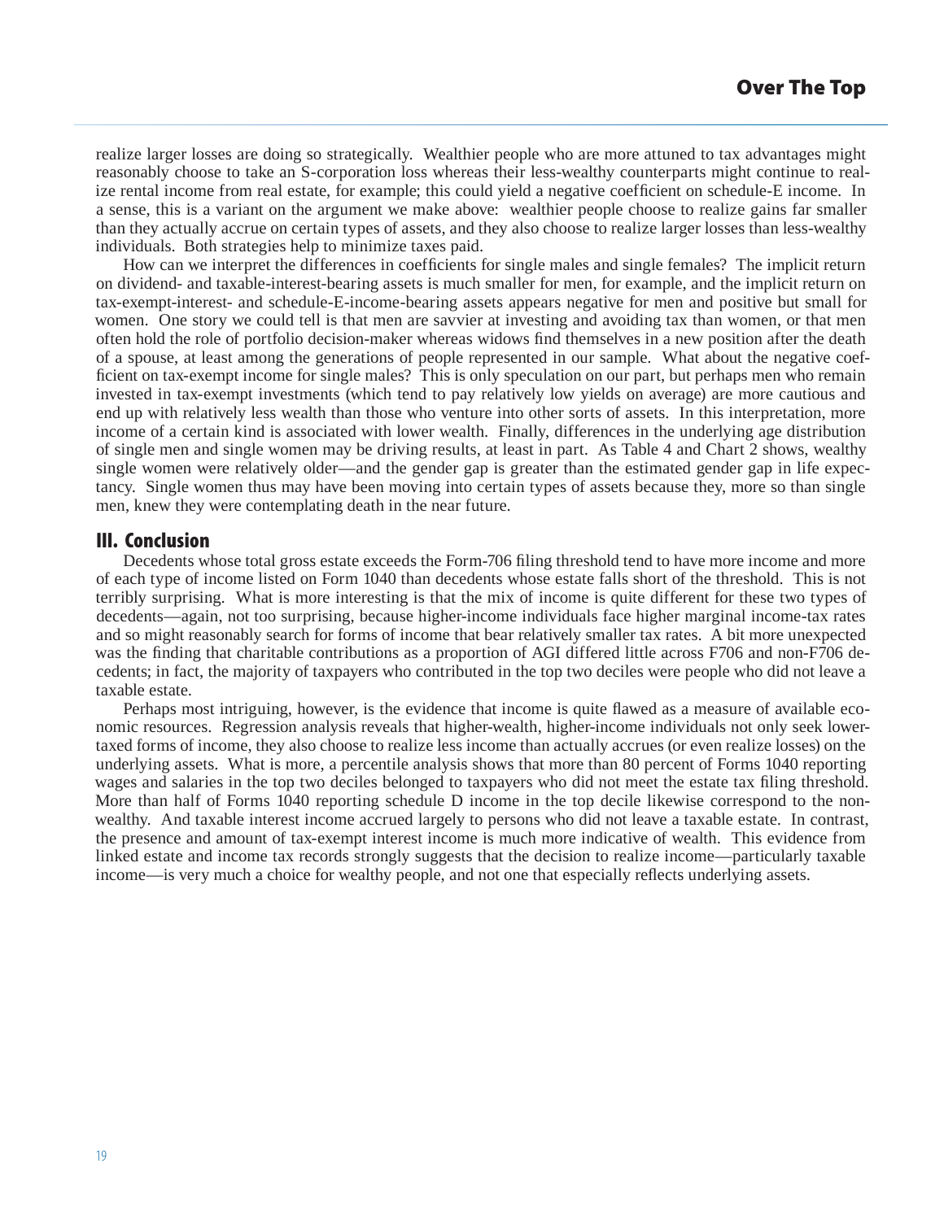realize larger losses are doing so strategically. Wealthier people who are more attuned to tax advantages might reasonably choose to take an S-corporation loss whereas their less-wealthy counterparts might continue to realize rental income from real estate, for example; this could yield a negative coefficient on schedule-E income. In a sense, this is a variant on the argument we make above: wealthier people choose to realize gains far smaller than they actually accrue on certain types of assets, and they also choose to realize larger losses than less-wealthy individuals. Both strategies help to minimize taxes paid.

How can we interpret the differences in coefficients for single males and single females? The implicit return on dividend- and taxable-interest-bearing assets is much smaller for men, for example, and the implicit return on tax-exempt-interest- and schedule-E-income-bearing assets appears negative for men and positive but small for women. One story we could tell is that men are savvier at investing and avoiding tax than women, or that men often hold the role of portfolio decision-maker whereas widows find themselves in a new position after the death of a spouse, at least among the generations of people represented in our sample. What about the negative coefficient on tax-exempt income for single males? This is only speculation on our part, but perhaps men who remain invested in tax-exempt investments (which tend to pay relatively low yields on average) are more cautious and end up with relatively less wealth than those who venture into other sorts of assets. In this interpretation, more income of a certain kind is associated with lower wealth. Finally, differences in the underlying age distribution of single men and single women may be driving results, at least in part. As Table 4 and Chart 2 shows, wealthy single women were relatively older—and the gender gap is greater than the estimated gender gap in life expectancy. Single women thus may have been moving into certain types of assets because they, more so than single men, knew they were contemplating death in the near future.

## III. Conclusion

Decedents whose total gross estate exceeds the Form-706 filing threshold tend to have more income and more of each type of income listed on Form 1040 than decedents whose estate falls short of the threshold. This is not terribly surprising. What is more interesting is that the mix of income is quite different for these two types of decedents—again, not too surprising, because higher-income individuals face higher marginal income-tax rates and so might reasonably search for forms of income that bear relatively smaller tax rates. A bit more unexpected was the finding that charitable contributions as a proportion of AGI differed little across F706 and non-F706 decedents; in fact, the majority of taxpayers who contributed in the top two deciles were people who did not leave a taxable estate.

Perhaps most intriguing, however, is the evidence that income is quite flawed as a measure of available economic resources. Regression analysis reveals that higher-wealth, higher-income individuals not only seek lower-taxed forms of income, they also choose to realize less income than actually accrues (or even realize losses) on the underlying assets. What is more, a percentile analysis shows that more than 80 percent of Forms 1040 reporting wages and salaries in the top two deciles belonged to taxpayers who did not meet the estate tax filing threshold. More than half of Forms 1040 reporting schedule D income in the top decile likewise correspond to the non-wealthy. And taxable interest income accrued largely to persons who did not leave a taxable estate. In contrast, the presence and amount of tax-exempt interest income is much more indicative of wealth. This evidence from linked estate and income tax records strongly suggests that the decision to realize income—particularly taxable income—is very much a choice for wealthy people, and not one that especially reflects underlying assets.